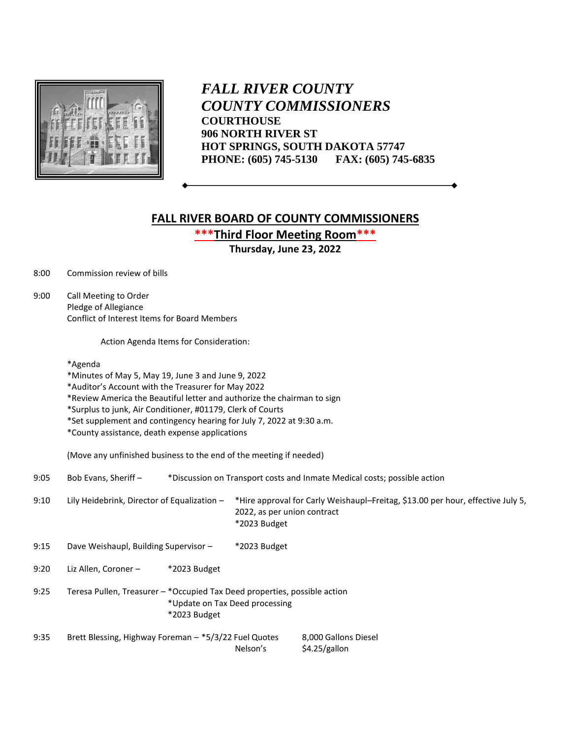# *FALL RIVER COUNTY*
# *COUNTY COMMISSIONERS*

**COURTHOUSE**
**906 NORTH RIVER ST**
**HOT SPRINGS, SOUTH DAKOTA 57747**
**PHONE: (605) 745-5130 FAX: (605) 745-6835**

## FALL RIVER BOARD OF COUNTY COMMISSIONERS

**\*\*\*Third Floor Meeting Room\*\*\***

**Thursday, June 23, 2022**

8:00 Commission review of bills

9:00 Call Meeting to Order
Pledge of Allegiance
Conflict of Interest Items for Board Members

Action Agenda Items for Consideration:

*Agenda
*Minutes of May 5, May 19, June 3 and June 9, 2022
*Auditor's Account with the Treasurer for May 2022
*Review America the Beautiful letter and authorize the chairman to sign
*Surplus to junk, Air Conditioner, #01179, Clerk of Courts
*Set supplement and contingency hearing for July 7, 2022 at 9:30 a.m.
*County assistance, death expense applications

(Move any unfinished business to the end of the meeting if needed)

9:05 Bob Evans, Sheriff – *Discussion on Transport costs and Inmate Medical costs; possible action

9:10 Lily Heidebrink, Director of Equalization – *Hire approval for Carly Weishaupl–Freitag, $13.00 per hour, effective July 5, 2022, as per union contract
*2023 Budget

9:15 Dave Weishaupl, Building Supervisor – *2023 Budget

9:20 Liz Allen, Coroner – *2023 Budget

9:25 Teresa Pullen, Treasurer – *Occupied Tax Deed properties, possible action
*Update on Tax Deed processing
*2023 Budget

9:35 Brett Blessing, Highway Foreman – *5/3/22 Fuel Quotes

| | 8,000 Gallons Diesel |
|---|---|
| Nelson's | $4.25/gallon |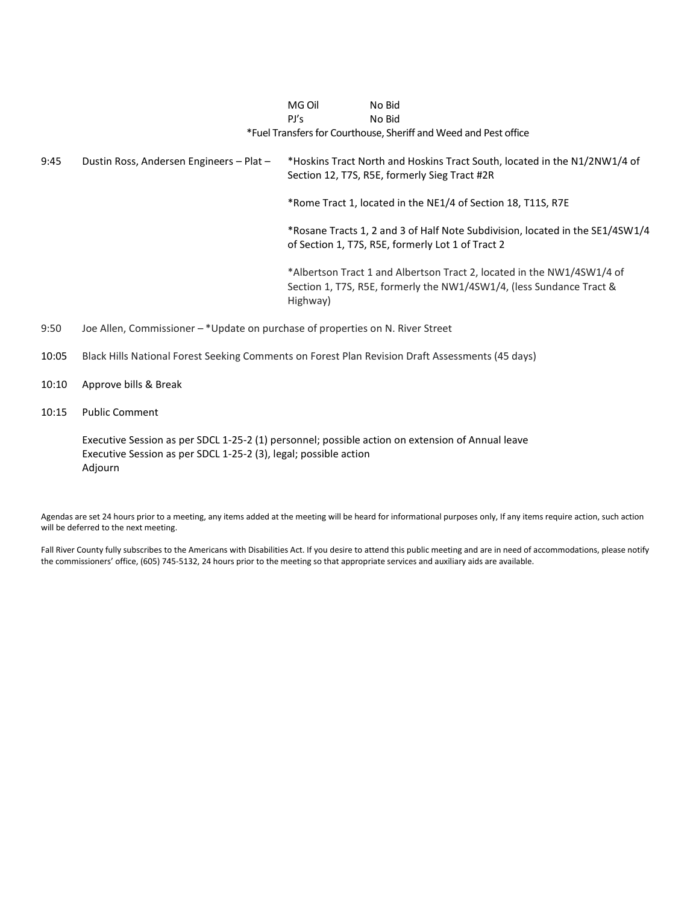| | |
|---|---|
| MG Oil | No Bid |
| PJ's | No Bid |

*Fuel Transfers for Courthouse, Sheriff and Weed and Pest office

9:45 Dustin Ross, Andersen Engineers – Plat – *Hoskins Tract North and Hoskins Tract South, located in the N1/2NW1/4 of Section 12, T7S, R5E, formerly Sieg Tract #2R

*Rome Tract 1, located in the NE1/4 of Section 18, T11S, R7E

*Rosane Tracts 1, 2 and 3 of Half Note Subdivision, located in the SE1/4SW1/4 of Section 1, T7S, R5E, formerly Lot 1 of Tract 2

*Albertson Tract 1 and Albertson Tract 2, located in the NW1/4SW1/4 of Section 1, T7S, R5E, formerly the NW1/4SW1/4, (less Sundance Tract & Highway)

9:50 Joe Allen, Commissioner – *Update on purchase of properties on N. River Street

10:05 Black Hills National Forest Seeking Comments on Forest Plan Revision Draft Assessments (45 days)

10:10 Approve bills & Break

10:15 Public Comment

Executive Session as per SDCL 1-25-2 (1) personnel; possible action on extension of Annual leave
Executive Session as per SDCL 1-25-2 (3), legal; possible action
Adjourn

Agendas are set 24 hours prior to a meeting, any items added at the meeting will be heard for informational purposes only, If any items require action, such action will be deferred to the next meeting.

Fall River County fully subscribes to the Americans with Disabilities Act. If you desire to attend this public meeting and are in need of accommodations, please notify the commissioners' office, (605) 745-5132, 24 hours prior to the meeting so that appropriate services and auxiliary aids are available.